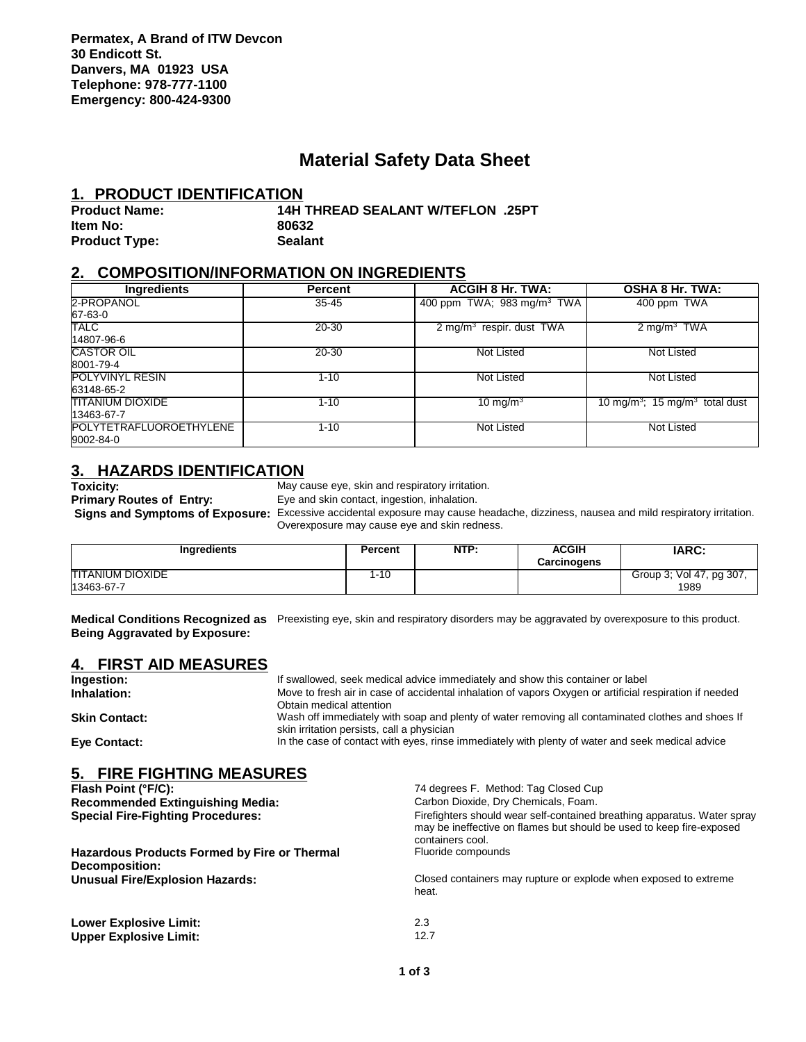**Permatex, A Brand of ITW Devcon**
**30 Endicott St.**
**Danvers, MA 01923 USA**
**Telephone: 978-777-1100**
**Emergency: 800-424-9300**

# Material Safety Data Sheet

## 1. PRODUCT IDENTIFICATION

**Product Name:** **14H THREAD SEALANT W/TEFLON .25PT**
**Item No:** **80632**
**Product Type:** **Sealant**

## 2. COMPOSITION/INFORMATION ON INGREDIENTS

| Ingredients | Percent | ACGIH 8 Hr. TWA: | OSHA 8 Hr. TWA: |
|---|---|---|---|
| 2-PROPANOL 67-63-0 | 35-45 | 400 ppm TWA; 983 mg/m$^3$ TWA | 400 ppm TWA |
| TALC 14807-96-6 | 20-30 | 2 mg/m$^3$ respir. dust TWA | 2 mg/m$^3$ TWA |
| CASTOR OIL 8001-79-4 | 20-30 | Not Listed | Not Listed |
| POLYVINYL RESIN 63148-65-2 | 1-10 | Not Listed | Not Listed |
| TITANIUM DIOXIDE 13463-67-7 | 1-10 | 10 mg/m$^3$ | 10 mg/m$^3$; 15 mg/m$^3$ total dust |
| POLYTETRAFLUOROETHYLENE 9002-84-0 | 1-10 | Not Listed | Not Listed |

## 3. HAZARDS IDENTIFICATION

**Toxicity:** May cause eye, skin and respiratory irritation.
**Primary Routes of Entry:** Eye and skin contact, ingestion, inhalation.
**Signs and Symptoms of Exposure:** Excessive accidental exposure may cause headache, dizziness, nausea and mild respiratory irritation. Overexposure may cause eye and skin redness.

| Ingredients | Percent | NTP: | ACGIH Carcinogens | IARC: |
|---|---|---|---|---|
| TITANIUM DIOXIDE 13463-67-7 | 1-10 | | | Group 3; Vol 47, pg 307, 1989 |

**Medical Conditions Recognized as Being Aggravated by Exposure:** Preexisting eye, skin and respiratory disorders may be aggravated by overexposure to this product.

## 4. FIRST AID MEASURES

**Ingestion:** If swallowed, seek medical advice immediately and show this container or label
**Inhalation:** Move to fresh air in case of accidental inhalation of vapors Oxygen or artificial respiration if needed Obtain medical attention
**Skin Contact:** Wash off immediately with soap and plenty of water removing all contaminated clothes and shoes If skin irritation persists, call a physician
**Eye Contact:** In the case of contact with eyes, rinse immediately with plenty of water and seek medical advice

## 5. FIRE FIGHTING MEASURES

**Flash Point (°F/C):** 74 degrees F. Method: Tag Closed Cup
**Recommended Extinguishing Media:** Carbon Dioxide, Dry Chemicals, Foam.
**Special Fire-Fighting Procedures:** Firefighters should wear self-contained breathing apparatus. Water spray may be ineffective on flames but should be used to keep fire-exposed containers cool.
**Hazardous Products Formed by Fire or Thermal Decomposition:** Fluoride compounds
**Unusual Fire/Explosion Hazards:** Closed containers may rupture or explode when exposed to extreme heat.

**Lower Explosive Limit:** 2.3
**Upper Explosive Limit:** 12.7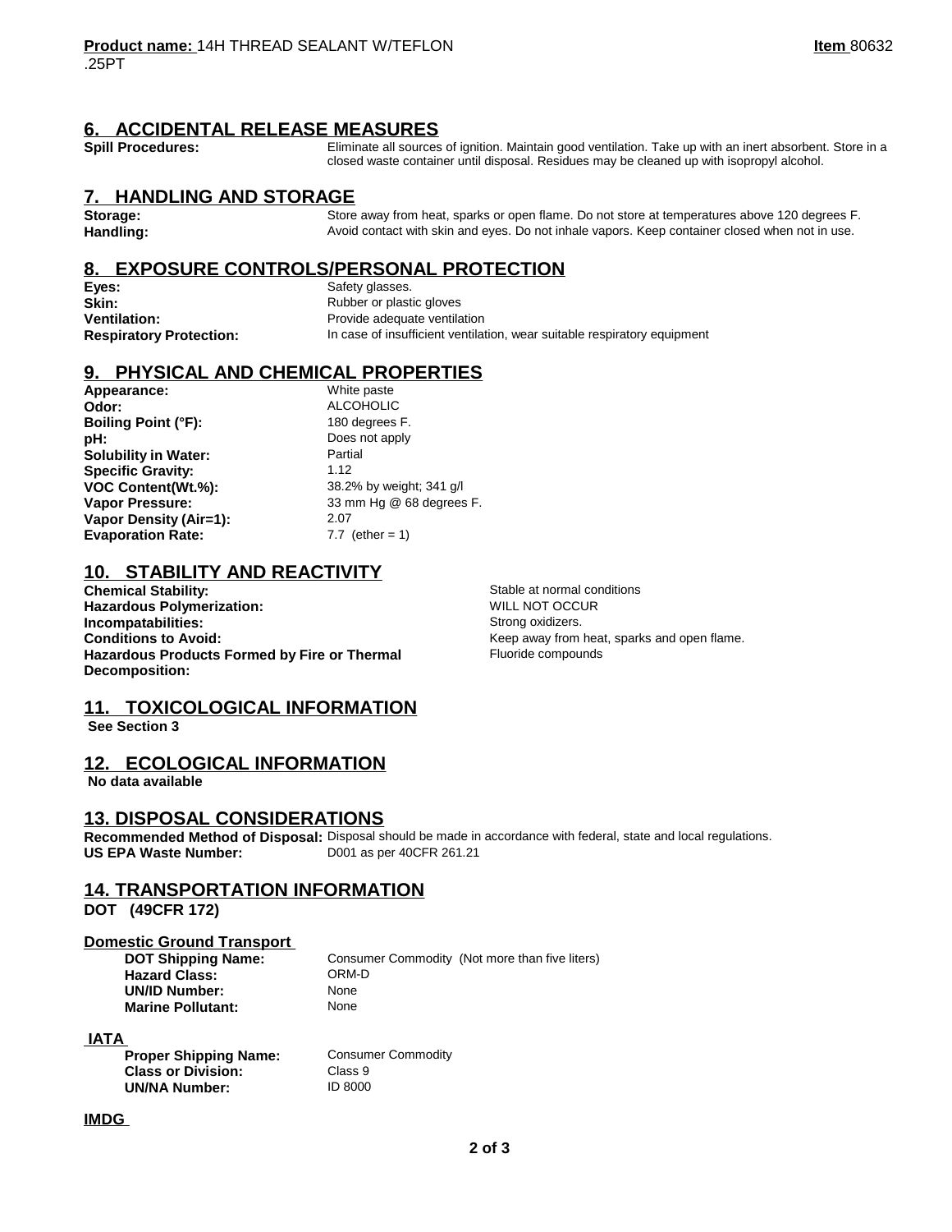**Product name:** 14H THREAD SEALANT W/TEFLON .25PT **Item** 80632

## 6. ACCIDENTAL RELEASE MEASURES

**Spill Procedures:** Eliminate all sources of ignition. Maintain good ventilation. Take up with an inert absorbent. Store in a closed waste container until disposal. Residues may be cleaned up with isopropyl alcohol.

## 7. HANDLING AND STORAGE

**Storage:** Store away from heat, sparks or open flame. Do not store at temperatures above 120 degrees F.
**Handling:** Avoid contact with skin and eyes. Do not inhale vapors. Keep container closed when not in use.

## 8. EXPOSURE CONTROLS/PERSONAL PROTECTION

**Eyes:** Safety glasses.
**Skin:** Rubber or plastic gloves
**Ventilation:** Provide adequate ventilation
**Respiratory Protection:** In case of insufficient ventilation, wear suitable respiratory equipment

## 9. PHYSICAL AND CHEMICAL PROPERTIES

**Appearance:** White paste
**Odor:** ALCOHOLIC
**Boiling Point (°F):** 180 degrees F.
**pH:** Does not apply
**Solubility in Water:** Partial
**Specific Gravity:** 1.12
**VOC Content(Wt.%):** 38.2% by weight; 341 g/l
**Vapor Pressure:** 33 mm Hg @ 68 degrees F.
**Vapor Density (Air=1):** 2.07
**Evaporation Rate:** 7.7 (ether = 1)

## 10. STABILITY AND REACTIVITY

**Chemical Stability:** Stable at normal conditions
**Hazardous Polymerization:** WILL NOT OCCUR
**Incompatabilities:** Strong oxidizers.
**Conditions to Avoid:** Keep away from heat, sparks and open flame.
**Hazardous Products Formed by Fire or Thermal Decomposition:** Fluoride compounds

## 11. TOXICOLOGICAL INFORMATION

**See Section 3**

## 12. ECOLOGICAL INFORMATION

**No data available**

## 13. DISPOSAL CONSIDERATIONS

**Recommended Method of Disposal:** Disposal should be made in accordance with federal, state and local regulations.
**US EPA Waste Number:** D001 as per 40CFR 261.21

## 14. TRANSPORTATION INFORMATION

**DOT (49CFR 172)**

### Domestic Ground Transport

**DOT Shipping Name:** Consumer Commodity (Not more than five liters)
**Hazard Class:** ORM-D
**UN/ID Number:** None
**Marine Pollutant:** None

### IATA

**Proper Shipping Name:** Consumer Commodity
**Class or Division:** Class 9
**UN/NA Number:** ID 8000

### IMDG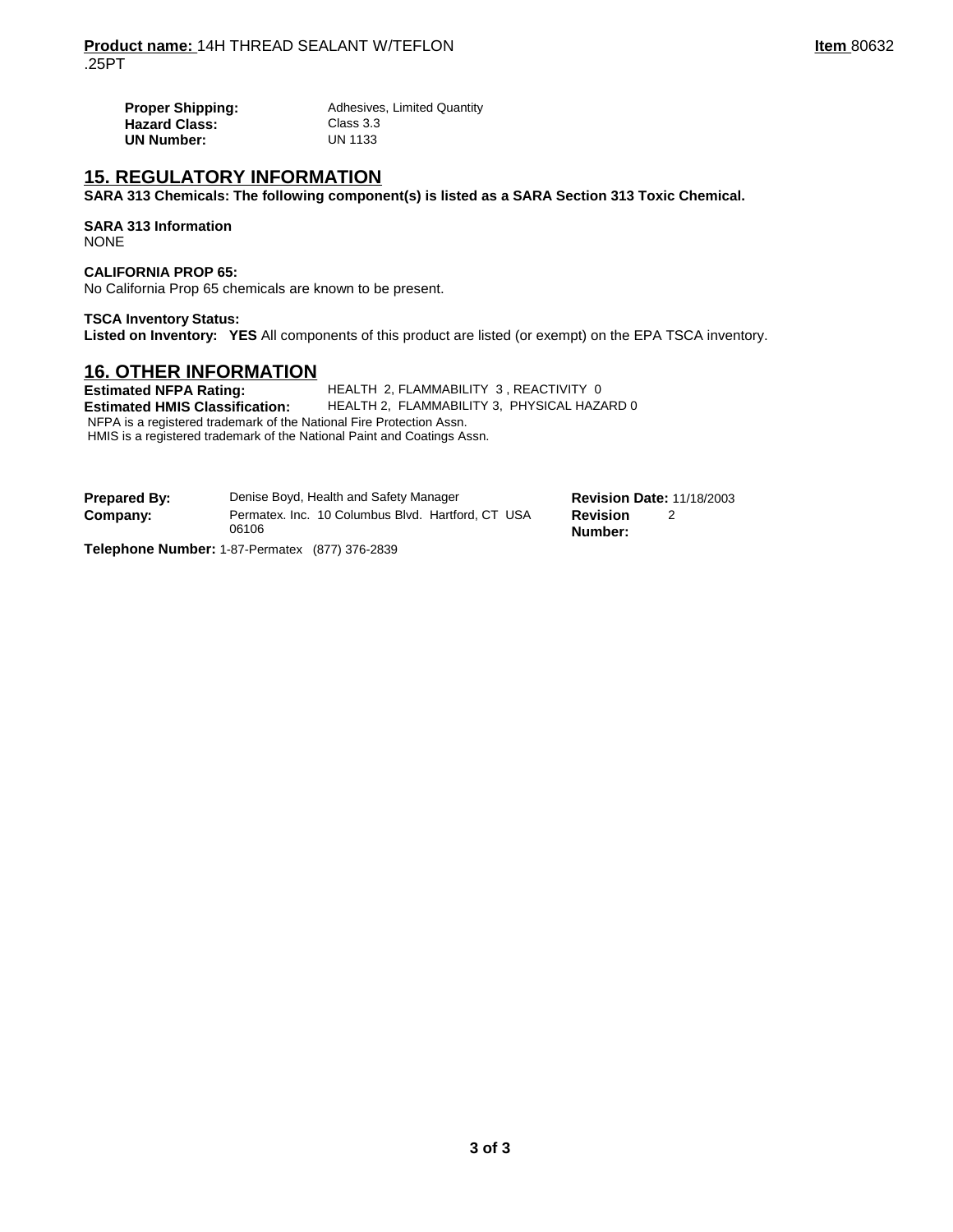**Product name:** 14H THREAD SEALANT W/TEFLON .25PT **Item** 80632

| | |
|---|---|
| **Proper Shipping:** | Adhesives, Limited Quantity |
| **Hazard Class:** | Class 3.3 |
| **UN Number:** | UN 1133 |

## 15. REGULATORY INFORMATION

**SARA 313 Chemicals: The following component(s) is listed as a SARA Section 313 Toxic Chemical.**

**SARA 313 Information**
NONE

**CALIFORNIA PROP 65:**
No California Prop 65 chemicals are known to be present.

**TSCA Inventory Status:**
**Listed on Inventory: YES** All components of this product are listed (or exempt) on the EPA TSCA inventory.

## 16. OTHER INFORMATION

**Estimated NFPA Rating:** HEALTH 2, FLAMMABILITY 3 , REACTIVITY 0
**Estimated HMIS Classification:** HEALTH 2, FLAMMABILITY 3, PHYSICAL HAZARD 0

NFPA is a registered trademark of the National Fire Protection Assn.
HMIS is a registered trademark of the National Paint and Coatings Assn.

| | | | |
|---|---|---|---|
| **Prepared By:** | Denise Boyd, Health and Safety Manager | **Revision Date:** | 11/18/2003 |
| **Company:** | Permatex. Inc. 10 Columbus Blvd. Hartford, CT USA 06106 | **Revision Number:** | 2 |

**Telephone Number:** 1-87-Permatex (877) 376-2839